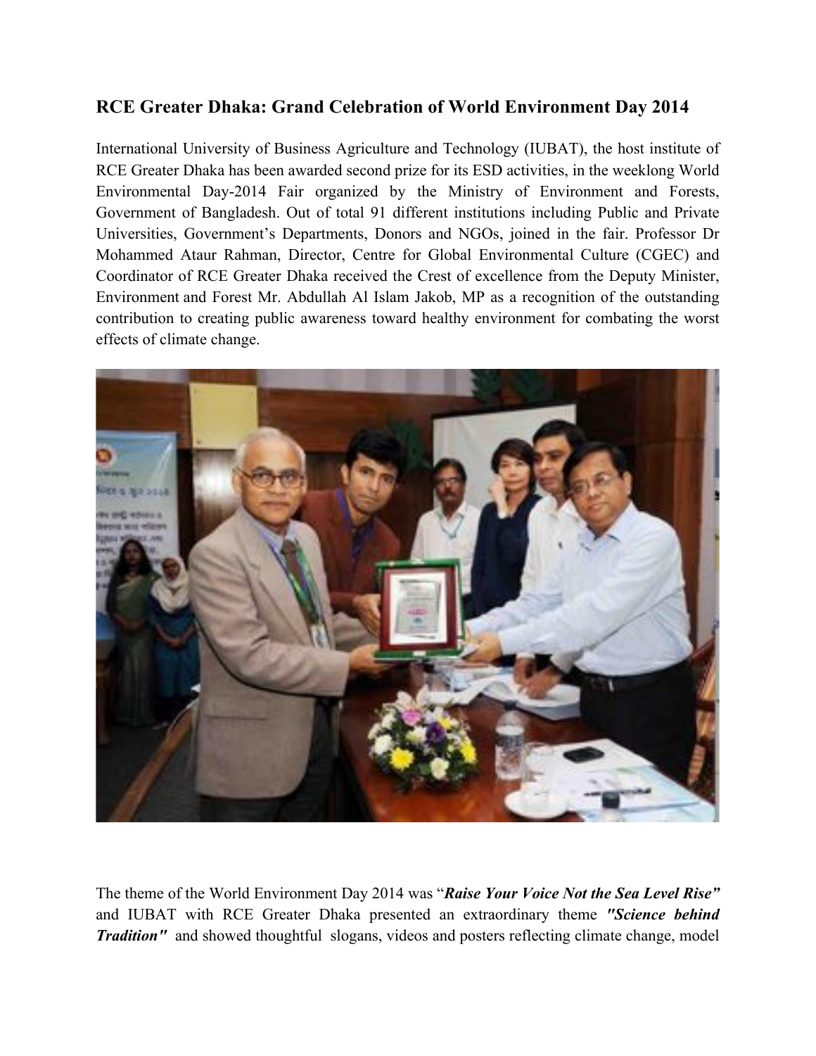### RCE Greater Dhaka: Grand Celebration of World Environment Day 2014

International University of Business Agriculture and Technology (IUBAT), the host institute of RCE Greater Dhaka has been awarded second prize for its ESD activities, in the weeklong World Environmental Day-2014 Fair organized by the Ministry of Environment and Forests, Government of Bangladesh. Out of total 91 different institutions including Public and Private Universities, Government's Departments, Donors and NGOs, joined in the fair. Professor Dr Mohammed Ataur Rahman, Director, Centre for Global Environmental Culture (CGEC) and Coordinator of RCE Greater Dhaka received the Crest of excellence from the Deputy Minister, Environment and Forest Mr. Abdullah Al Islam Jakob, MP as a recognition of the outstanding contribution to creating public awareness toward healthy environment for combating the worst effects of climate change.

The theme of the World Environment Day 2014 was "***Raise Your Voice Not the Sea Level Rise***" and IUBAT with RCE Greater Dhaka presented an extraordinary theme ***"Science behind Tradition"*** and showed thoughtful slogans, videos and posters reflecting climate change, model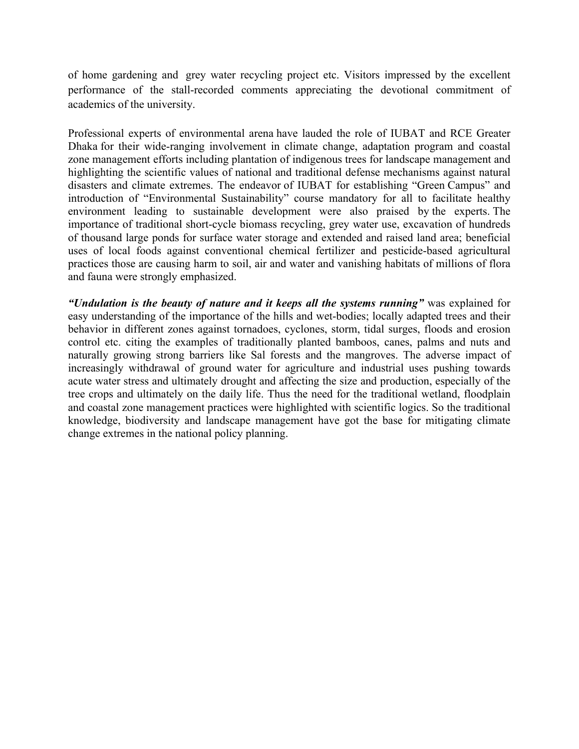of home gardening and grey water recycling project etc. Visitors impressed by the excellent performance of the stall-recorded comments appreciating the devotional commitment of academics of the university.

Professional experts of environmental arena have lauded the role of IUBAT and RCE Greater Dhaka for their wide-ranging involvement in climate change, adaptation program and coastal zone management efforts including plantation of indigenous trees for landscape management and highlighting the scientific values of national and traditional defense mechanisms against natural disasters and climate extremes. The endeavor of IUBAT for establishing "Green Campus" and introduction of "Environmental Sustainability" course mandatory for all to facilitate healthy environment leading to sustainable development were also praised by the experts. The importance of traditional short-cycle biomass recycling, grey water use, excavation of hundreds of thousand large ponds for surface water storage and extended and raised land area; beneficial uses of local foods against conventional chemical fertilizer and pesticide-based agricultural practices those are causing harm to soil, air and water and vanishing habitats of millions of flora and fauna were strongly emphasized.

***"Undulation is the beauty of nature and it keeps all the systems running"*** was explained for easy understanding of the importance of the hills and wet-bodies; locally adapted trees and their behavior in different zones against tornadoes, cyclones, storm, tidal surges, floods and erosion control etc. citing the examples of traditionally planted bamboos, canes, palms and nuts and naturally growing strong barriers like Sal forests and the mangroves. The adverse impact of increasingly withdrawal of ground water for agriculture and industrial uses pushing towards acute water stress and ultimately drought and affecting the size and production, especially of the tree crops and ultimately on the daily life. Thus the need for the traditional wetland, floodplain and coastal zone management practices were highlighted with scientific logics. So the traditional knowledge, biodiversity and landscape management have got the base for mitigating climate change extremes in the national policy planning.